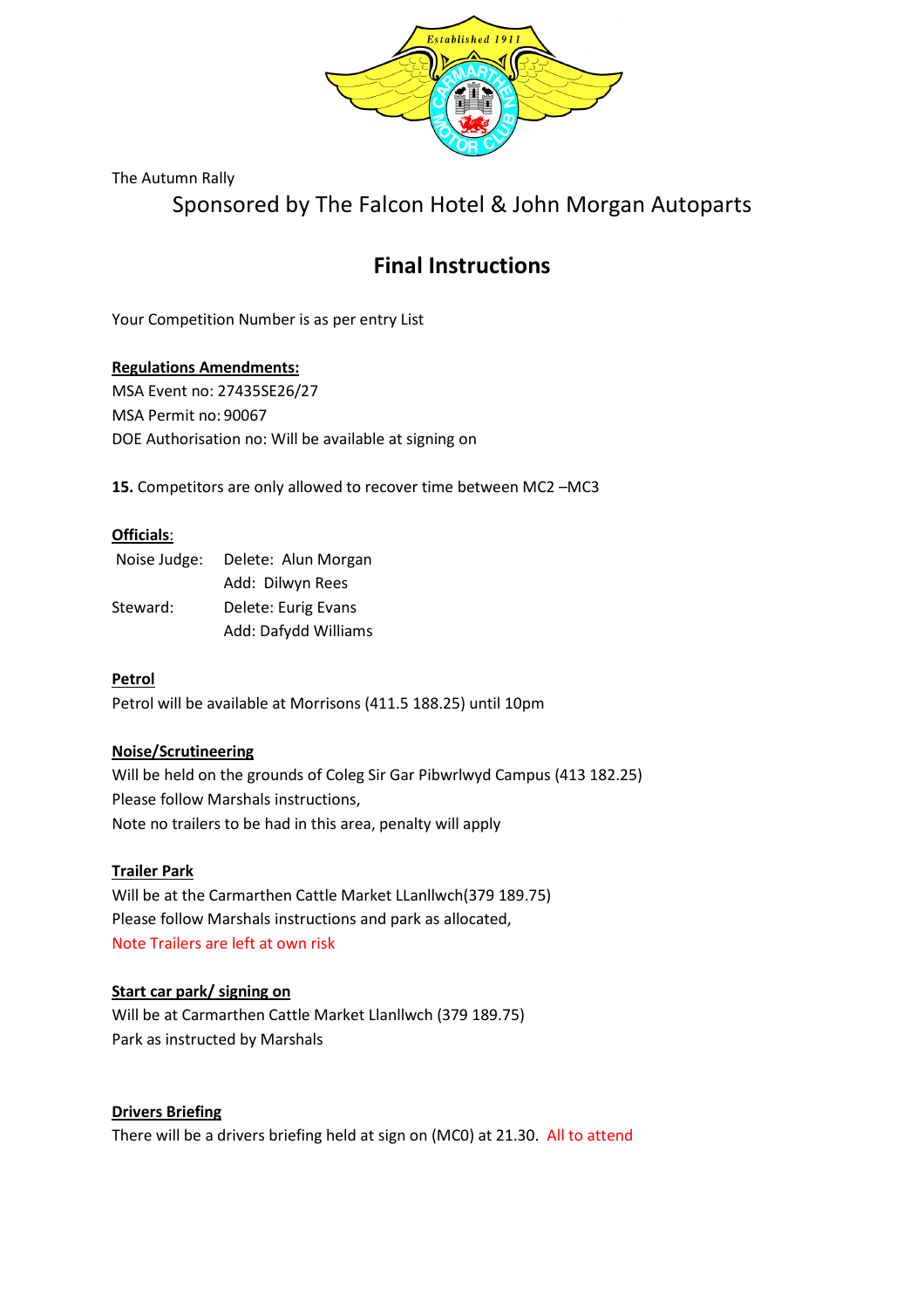The Autumn Rally

Sponsored by The Falcon Hotel & John Morgan Autoparts

# Final Instructions

Your Competition Number is as per entry List

**Regulations Amendments:**

MSA Event no: 27435SE26/27

MSA Permit no: 90067

DOE Authorisation no: Will be available at signing on

**15.** Competitors are only allowed to recover time between MC2 –MC3

**Officials:**

| | |
|---|---|
| Noise Judge: | Delete: Alun Morgan |
| | Add: Dilwyn Rees |
| Steward: | Delete: Eurig Evans |
| | Add: Dafydd Williams |

**Petrol**

Petrol will be available at Morrisons (411.5 188.25) until 10pm

**Noise/Scrutineering**

Will be held on the grounds of Coleg Sir Gar Pibwrlwyd Campus (413 182.25)

Please follow Marshals instructions,

Note no trailers to be had in this area, penalty will apply

**Trailer Park**

Will be at the Carmarthen Cattle Market LLanllwch(379 189.75)

Please follow Marshals instructions and park as allocated,

Note Trailers are left at own risk

**Start car park/ signing on**

Will be at Carmarthen Cattle Market Llanllwch (379 189.75)

Park as instructed by Marshals

**Drivers Briefing**

There will be a drivers briefing held at sign on (MC0) at 21.30. All to attend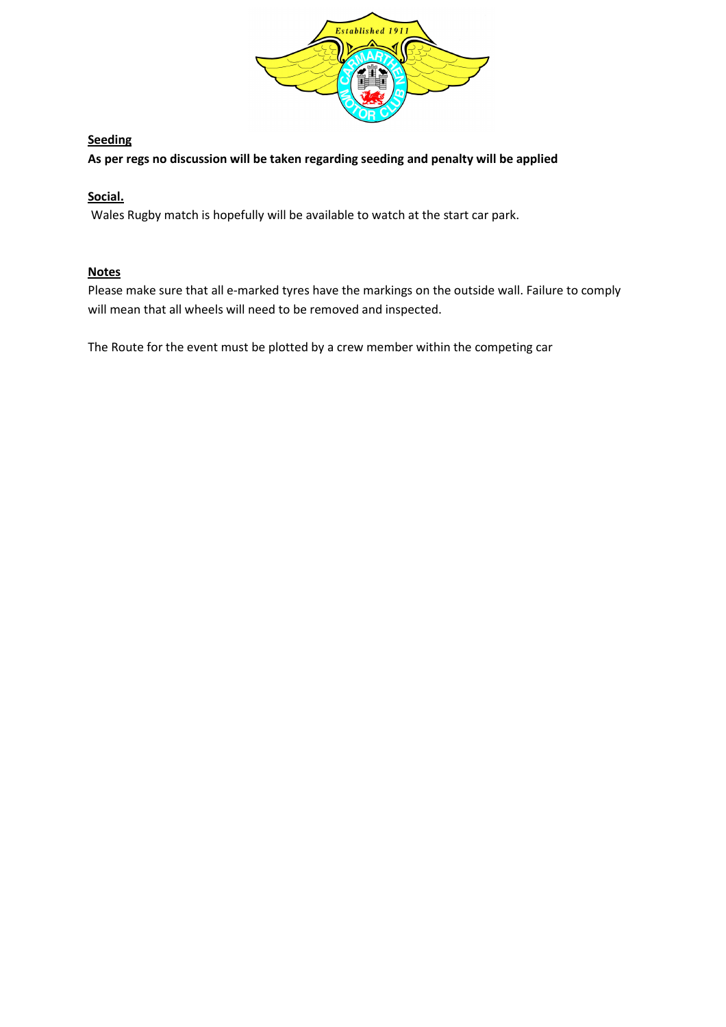**Seeding**

**As per regs no discussion will be taken regarding seeding and penalty will be applied**

**Social.**

Wales Rugby match is hopefully will be available to watch at the start car park.

**Notes**

Please make sure that all e-marked tyres have the markings on the outside wall. Failure to comply will mean that all wheels will need to be removed and inspected.

The Route for the event must be plotted by a crew member within the competing car